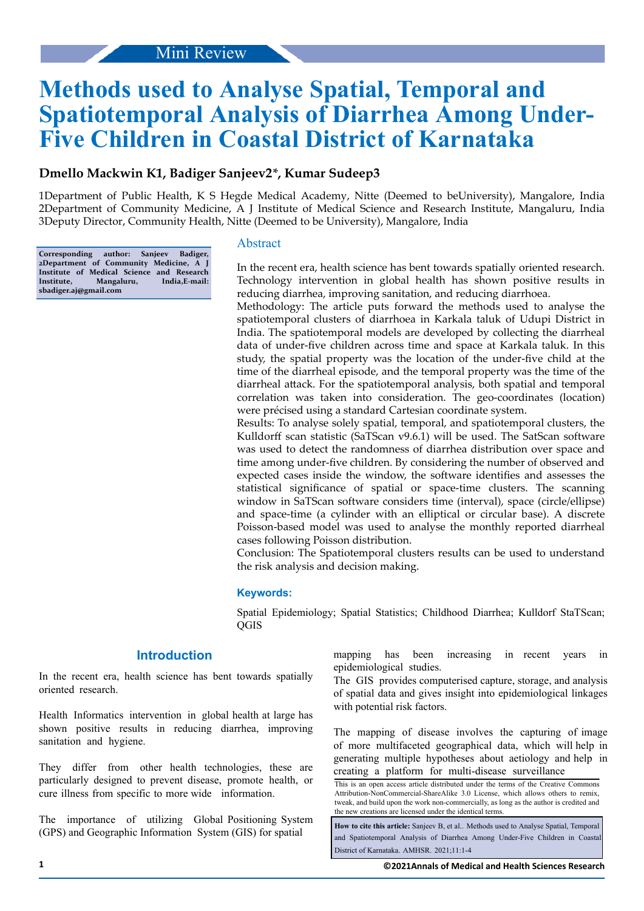Mini Review

# Methods used to Analyse Spatial, Temporal and Spatiotemporal Analysis of Diarrhea Among Under-Five Children in Coastal District of Karnataka

**Dmello Mackwin K1, Badiger Sanjeev2*, Kumar Sudeep3**

1Department of Public Health, K S Hegde Medical Academy, Nitte (Deemed to beUniversity), Mangalore, India
2Department of Community Medicine, A J Institute of Medical Science and Research Institute, Mangaluru, India
3Deputy Director, Community Health, Nitte (Deemed to be University), Mangalore, India

**Corresponding author: Sanjeev Badiger, 2Department of Community Medicine, A J Institute of Medical Science and Research Institute, Mangaluru, India,E-mail: sbadiger.aj@gmail.com**

## Abstract

In the recent era, health science has bent towards spatially oriented research. Technology intervention in global health has shown positive results in reducing diarrhea, improving sanitation, and reducing diarrhoea.

Methodology: The article puts forward the methods used to analyse the spatiotemporal clusters of diarrhoea in Karkala taluk of Udupi District in India. The spatiotemporal models are developed by collecting the diarrheal data of under-five children across time and space at Karkala taluk. In this study, the spatial property was the location of the under-five child at the time of the diarrheal episode, and the temporal property was the time of the diarrheal attack. For the spatiotemporal analysis, both spatial and temporal correlation was taken into consideration. The geo-coordinates (location) were précised using a standard Cartesian coordinate system.

Results: To analyse solely spatial, temporal, and spatiotemporal clusters, the Kulldorff scan statistic (SaTScan v9.6.1) will be used. The SatScan software was used to detect the randomness of diarrhea distribution over space and time among under-five children. By considering the number of observed and expected cases inside the window, the software identifies and assesses the statistical significance of spatial or space-time clusters. The scanning window in SaTScan software considers time (interval), space (circle/ellipse) and space-time (a cylinder with an elliptical or circular base). A discrete Poisson-based model was used to analyse the monthly reported diarrheal cases following Poisson distribution.

Conclusion: The Spatiotemporal clusters results can be used to understand the risk analysis and decision making.

### Keywords:

Spatial Epidemiology; Spatial Statistics; Childhood Diarrhea; Kulldorf StaTScan; QGIS

## Introduction

In the recent era, health science has bent towards spatially oriented research.

Health Informatics intervention in global health at large has shown positive results in reducing diarrhea, improving sanitation and hygiene.

They differ from other health technologies, these are particularly designed to prevent disease, promote health, or cure illness from specific to more wide information.

The importance of utilizing Global Positioning System (GPS) and Geographic Information System (GIS) for spatial mapping has been increasing in recent years in epidemiological studies.

The GIS provides computerised capture, storage, and analysis of spatial data and gives insight into epidemiological linkages with potential risk factors.

The mapping of disease involves the capturing of image of more multifaceted geographical data, which will help in generating multiple hypotheses about aetiology and help in creating a platform for multi-disease surveillance

This is an open access article distributed under the terms of the Creative Commons Attribution-NonCommercial-ShareAlike 3.0 License, which allows others to remix, tweak, and build upon the work non-commercially, as long as the author is credited and the new creations are licensed under the identical terms.

**How to cite this article:** Sanjeev B, et al.. Methods used to Analyse Spatial, Temporal and Spatiotemporal Analysis of Diarrhea Among Under-Five Children in Coastal District of Karnataka. AMHSR. 2021;11:1-4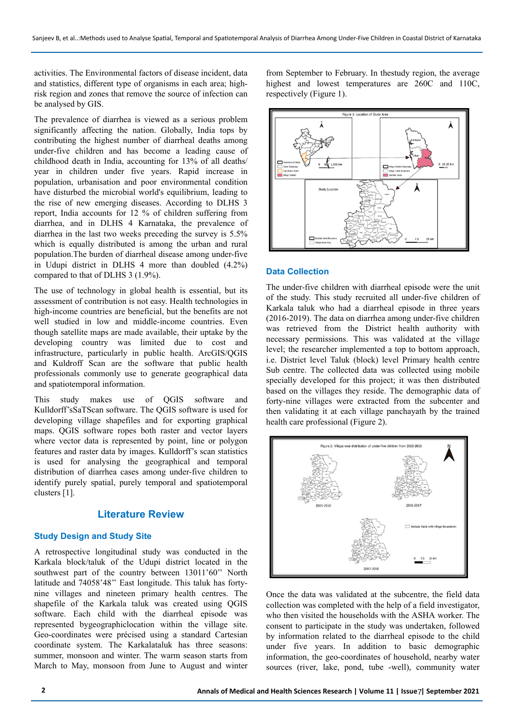activities. The Environmental factors of disease incident, data and statistics, different type of organisms in each area; high-risk region and zones that remove the source of infection can be analysed by GIS.

The prevalence of diarrhea is viewed as a serious problem significantly affecting the nation. Globally, India tops by contributing the highest number of diarrheal deaths among under-five children and has become a leading cause of childhood death in India, accounting for 13% of all deaths/ year in children under five years. Rapid increase in population, urbanisation and poor environmental condition have disturbed the microbial world's equilibrium, leading to the rise of new emerging diseases. According to DLHS 3 report, India accounts for 12 % of children suffering from diarrhea, and in DLHS 4 Karnataka, the prevalence of diarrhea in the last two weeks preceding the survey is 5.5% which is equally distributed is among the urban and rural population.The burden of diarrheal disease among under-five in Udupi district in DLHS 4 more than doubled (4.2%) compared to that of DLHS 3 (1.9%).

The use of technology in global health is essential, but its assessment of contribution is not easy. Health technologies in high-income countries are beneficial, but the benefits are not well studied in low and middle-income countries. Even though satellite maps are made available, their uptake by the developing country was limited due to cost and infrastructure, particularly in public health. ArcGIS/QGIS and Kuldroff Scan are the software that public health professionals commonly use to generate geographical data and spatiotemporal information.

This study makes use of QGIS software and Kulldorff'sSaTScan software. The QGIS software is used for developing village shapefiles and for exporting graphical maps. QGIS software ropes both raster and vector layers where vector data is represented by point, line or polygon features and raster data by images. Kulldorff's scan statistics is used for analysing the geographical and temporal distribution of diarrhea cases among under-five children to identify purely spatial, purely temporal and spatiotemporal clusters [1].

## Literature Review

### Study Design and Study Site

A retrospective longitudinal study was conducted in the Karkala block/taluk of the Udupi district located in the southwest part of the country between 13011'60'' North latitude and 74058'48'' East longitude. This taluk has forty-nine villages and nineteen primary health centres. The shapefile of the Karkala taluk was created using QGIS software. Each child with the diarrheal episode was represented bygeographiclocation within the village site. Geo-coordinates were précised using a standard Cartesian coordinate system. The Karkalataluk has three seasons: summer, monsoon and winter. The warm season starts from March to May, monsoon from June to August and winter from September to February. In thestudy region, the average highest and lowest temperatures are 260C and 110C, respectively (Figure 1).

Figure 1: Location of Study Area

### Data Collection

The under-five children with diarrheal episode were the unit of the study. This study recruited all under-five children of Karkala taluk who had a diarrheal episode in three years (2016-2019). The data on diarrhea among under-five children was retrieved from the District health authority with necessary permissions. This was validated at the village level; the researcher implemented a top to bottom approach, i.e. District level Taluk (block) level Primary health centre Sub centre. The collected data was collected using mobile specially developed for this project; it was then distributed based on the villages they reside. The demographic data of forty-nine villages were extracted from the subcenter and then validating it at each village panchayath by the trained health care professional (Figure 2).

Figure 2: Village wise distribution of under-five children from 2015-2018

Once the data was validated at the subcentre, the field data collection was completed with the help of a field investigator, who then visited the households with the ASHA worker. The consent to participate in the study was undertaken, followed by information related to the diarrheal episode to the child under five years. In addition to basic demographic information, the geo-coordinates of household, nearby water sources (river, lake, pond, tube -well), community water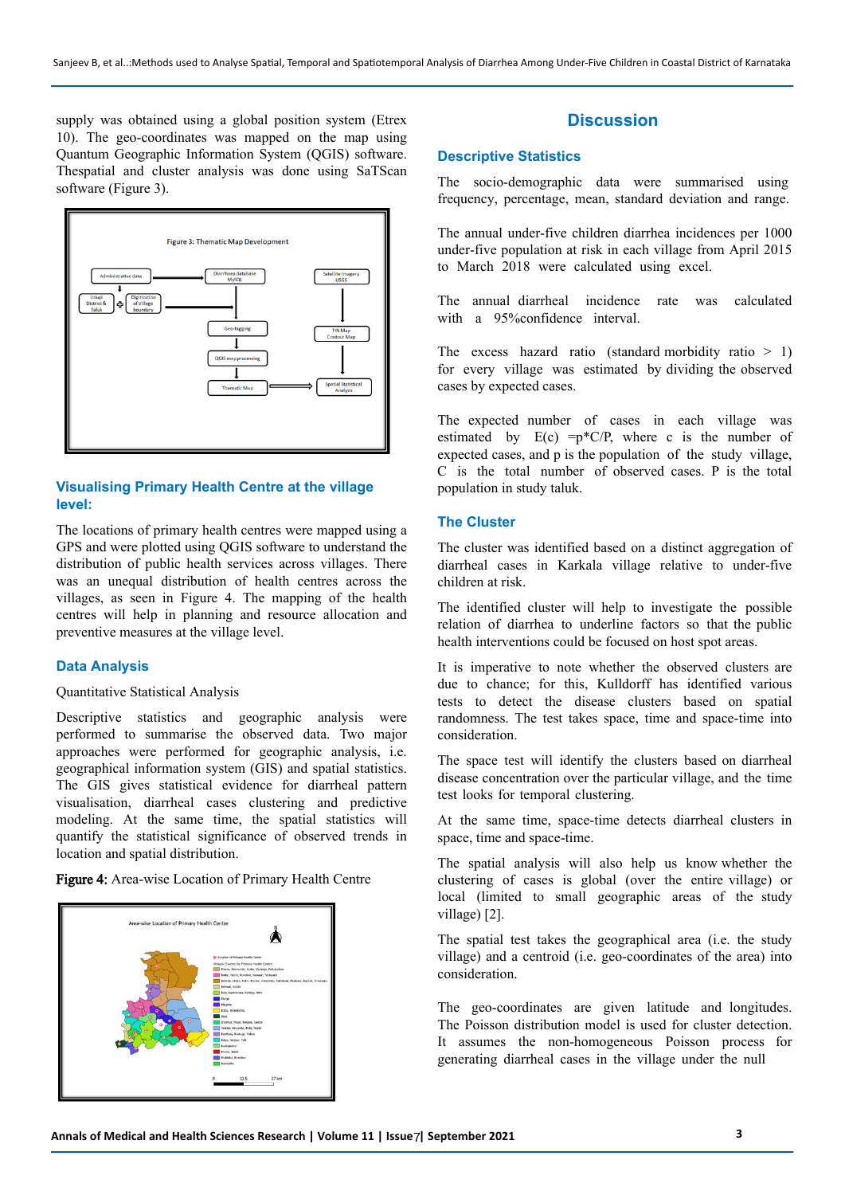supply was obtained using a global position system (Etrex 10). The geo-coordinates was mapped on the map using Quantum Geographic Information System (QGIS) software. Thespatial and cluster analysis was done using SaTScan software (Figure 3).

## Visualising Primary Health Centre at the village level:

The locations of primary health centres were mapped using a GPS and were plotted using QGIS software to understand the distribution of public health services across villages. There was an unequal distribution of health centres across the villages, as seen in Figure 4. The mapping of the health centres will help in planning and resource allocation and preventive measures at the village level.

## Data Analysis

Quantitative Statistical Analysis

Descriptive statistics and geographic analysis were performed to summarise the observed data. Two major approaches were performed for geographic analysis, i.e. geographical information system (GIS) and spatial statistics. The GIS gives statistical evidence for diarrheal pattern visualisation, diarrheal cases clustering and predictive modeling. At the same time, the spatial statistics will quantify the statistical significance of observed trends in location and spatial distribution.

**Figure 4:** Area-wise Location of Primary Health Centre

# Discussion

## Descriptive Statistics

The socio-demographic data were summarised using frequency, percentage, mean, standard deviation and range.

The annual under-five children diarrhea incidences per 1000 under-five population at risk in each village from April 2015 to March 2018 were calculated using excel.

The annual diarrheal incidence rate was calculated with a 95%confidence interval.

The excess hazard ratio (standard morbidity ratio > 1) for every village was estimated by dividing the observed cases by expected cases.

The expected number of cases in each village was estimated by E(c) =p*C/P, where c is the number of expected cases, and p is the population of the study village, C is the total number of observed cases. P is the total population in study taluk.

## The Cluster

The cluster was identified based on a distinct aggregation of diarrheal cases in Karkala village relative to under-five children at risk.

The identified cluster will help to investigate the possible relation of diarrhea to underline factors so that the public health interventions could be focused on host spot areas.

It is imperative to note whether the observed clusters are due to chance; for this, Kulldorff has identified various tests to detect the disease clusters based on spatial randomness. The test takes space, time and space-time into consideration.

The space test will identify the clusters based on diarrheal disease concentration over the particular village, and the time test looks for temporal clustering.

At the same time, space-time detects diarrheal clusters in space, time and space-time.

The spatial analysis will also help us know whether the clustering of cases is global (over the entire village) or local (limited to small geographic areas of the study village) [2].

The spatial test takes the geographical area (i.e. the study village) and a centroid (i.e. geo-coordinates of the area) into consideration.

The geo-coordinates are given latitude and longitudes. The Poisson distribution model is used for cluster detection. It assumes the non-homogeneous Poisson process for generating diarrheal cases in the village under the null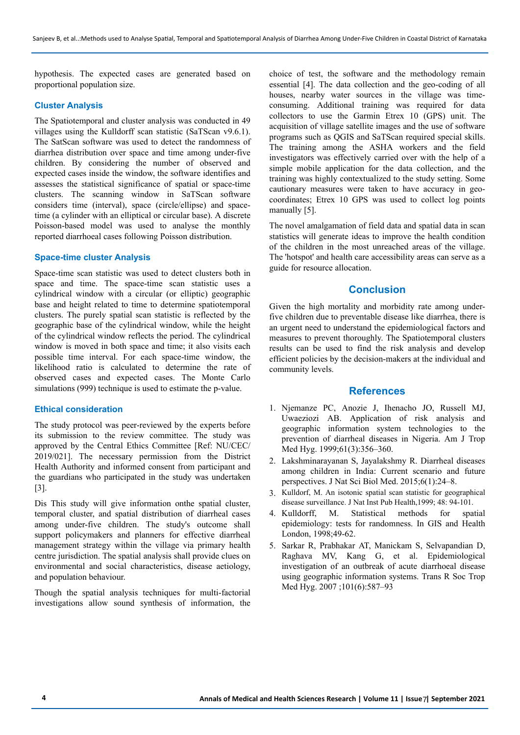hypothesis. The expected cases are generated based on proportional population size.

### Cluster Analysis

The Spatiotemporal and cluster analysis was conducted in 49 villages using the Kulldorff scan statistic (SaTScan v9.6.1). The SatScan software was used to detect the randomness of diarrhea distribution over space and time among under-five children. By considering the number of observed and expected cases inside the window, the software identifies and assesses the statistical significance of spatial or space-time clusters. The scanning window in SaTScan software considers time (interval), space (circle/ellipse) and space-time (a cylinder with an elliptical or circular base). A discrete Poisson-based model was used to analyse the monthly reported diarrhoeal cases following Poisson distribution.

### Space-time cluster Analysis

Space-time scan statistic was used to detect clusters both in space and time. The space-time scan statistic uses a cylindrical window with a circular (or elliptic) geographic base and height related to time to determine spatiotemporal clusters. The purely spatial scan statistic is reflected by the geographic base of the cylindrical window, while the height of the cylindrical window reflects the period. The cylindrical window is moved in both space and time; it also visits each possible time interval. For each space-time window, the likelihood ratio is calculated to determine the rate of observed cases and expected cases. The Monte Carlo simulations (999) technique is used to estimate the p-value.

### Ethical consideration

The study protocol was peer-reviewed by the experts before its submission to the review committee. The study was approved by the Central Ethics Committee [Ref: NU/CEC/ 2019/021]. The necessary permission from the District Health Authority and informed consent from participant and the guardians who participated in the study was undertaken [3].

Dis This study will give information onthe spatial cluster, temporal cluster, and spatial distribution of diarrheal cases among under-five children. The study's outcome shall support policymakers and planners for effective diarrheal management strategy within the village via primary health centre jurisdiction. The spatial analysis shall provide clues on environmental and social characteristics, disease aetiology, and population behaviour.

Though the spatial analysis techniques for multi-factorial investigations allow sound synthesis of information, the choice of test, the software and the methodology remain essential [4]. The data collection and the geo-coding of all houses, nearby water sources in the village was time-consuming. Additional training was required for data collectors to use the Garmin Etrex 10 (GPS) unit. The acquisition of village satellite images and the use of software programs such as QGIS and SaTScan required special skills. The training among the ASHA workers and the field investigators was effectively carried over with the help of a simple mobile application for the data collection, and the training was highly contextualized to the study setting. Some cautionary measures were taken to have accuracy in geo-coordinates; Etrex 10 GPS was used to collect log points manually [5].

The novel amalgamation of field data and spatial data in scan statistics will generate ideas to improve the health condition of the children in the most unreached areas of the village. The 'hotspot' and health care accessibility areas can serve as a guide for resource allocation.

## Conclusion

Given the high mortality and morbidity rate among under-five children due to preventable disease like diarrhea, there is an urgent need to understand the epidemiological factors and measures to prevent thoroughly. The Spatiotemporal clusters results can be used to find the risk analysis and develop efficient policies by the decision-makers at the individual and community levels.

## References

1. Njemanze PC, Anozie J, Ihenacho JO, Russell MJ, Uwaeziozi AB. Application of risk analysis and geographic information system technologies to the prevention of diarrheal diseases in Nigeria. Am J Trop Med Hyg. 1999;61(3):356–360.
2. Lakshminarayanan S, Jayalakshmy R. Diarrheal diseases among children in India: Current scenario and future perspectives. J Nat Sci Biol Med. 2015;6(1):24–8.
3. Kulldorf, M. An isotonic spatial scan statistic for geographical disease surveillance. J Nat Inst Pub Health,1999; 48: 94-101.
4. Kulldorff, M. Statistical methods for spatial epidemiology: tests for randomness. In GIS and Health London, 1998;49-62.
5. Sarkar R, Prabhakar AT, Manickam S, Selvapandian D, Raghava MV, Kang G, et al. Epidemiological investigation of an outbreak of acute diarrhoeal disease using geographic information systems. Trans R Soc Trop Med Hyg. 2007 ;101(6):587–93